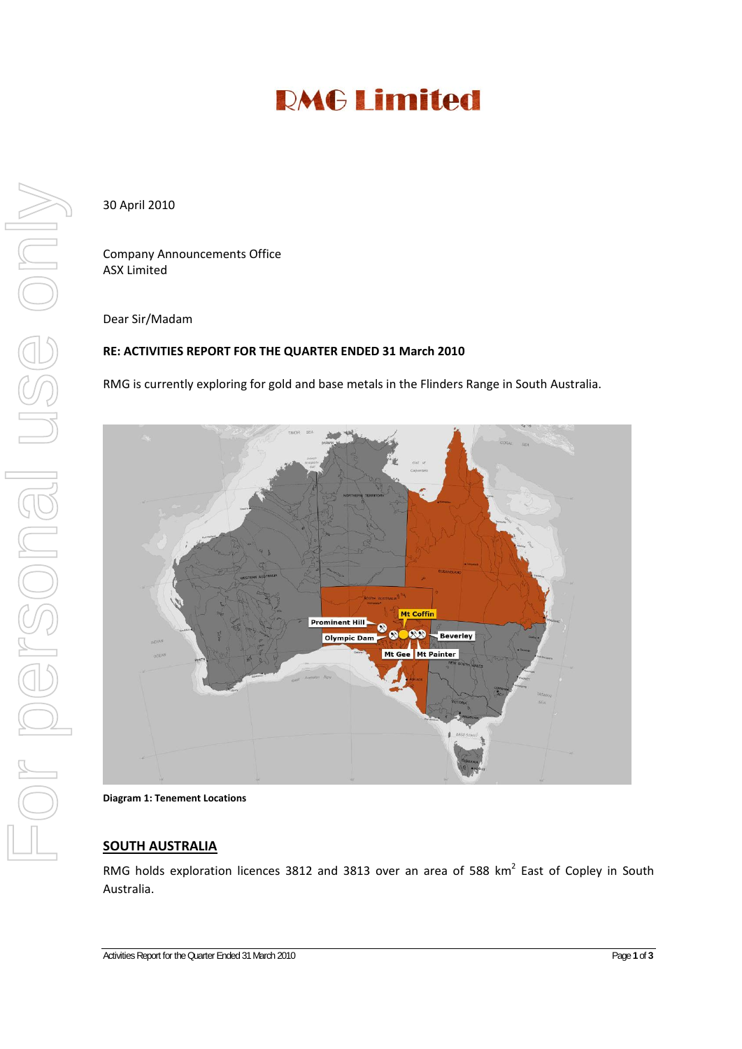# RMG Limited

30 April 2010

Company Announcements Office
ASX Limited

Dear Sir/Madam

**RE: ACTIVITIES REPORT FOR THE QUARTER ENDED 31 March 2010**

RMG is currently exploring for gold and base metals in the Flinders Range in South Australia.

**Diagram 1: Tenement Locations**

## SOUTH AUSTRALIA

RMG holds exploration licences 3812 and 3813 over an area of 588 km$^2$ East of Copley in South Australia.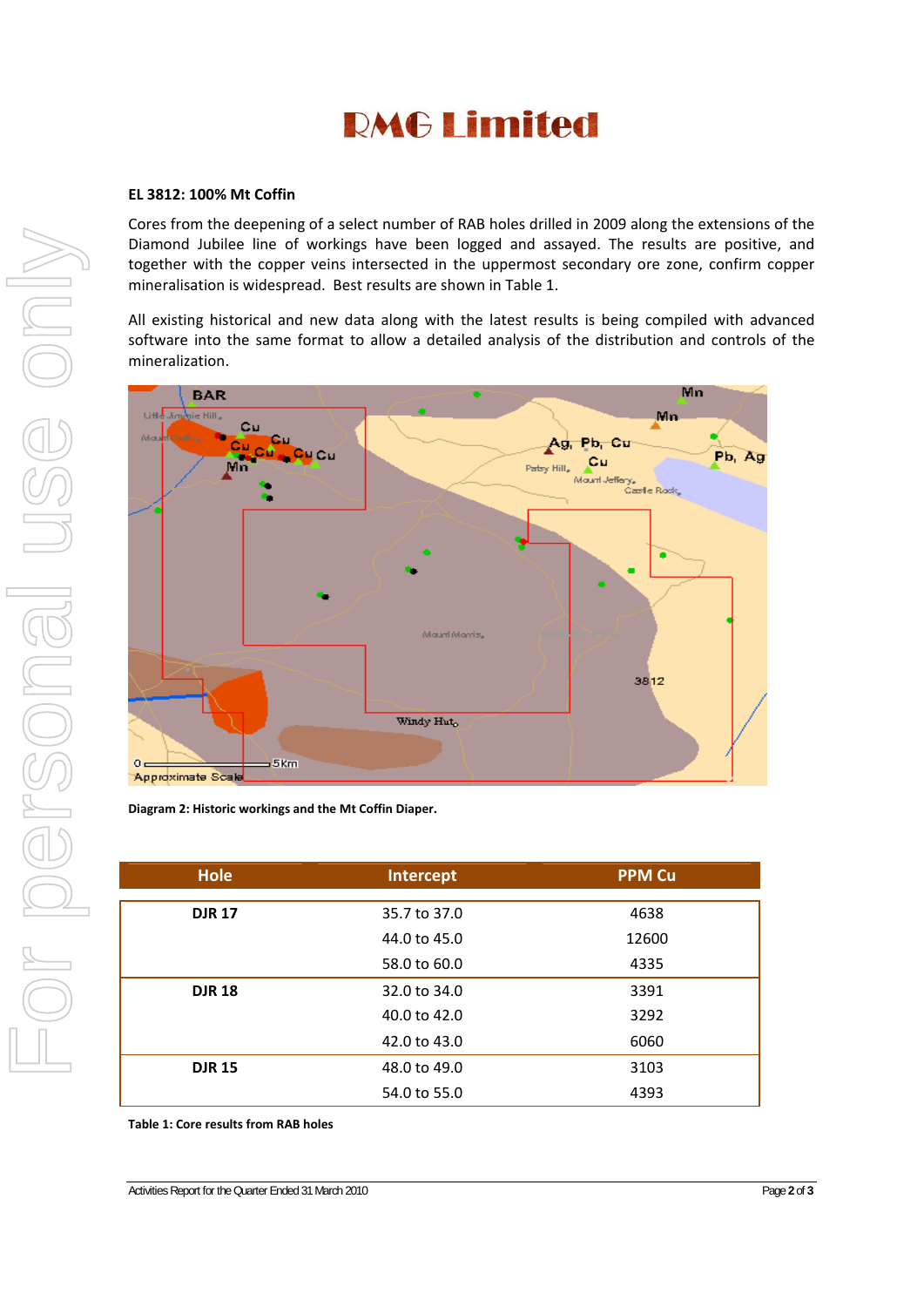# RMG Limited

**EL 3812: 100% Mt Coffin**

Cores from the deepening of a select number of RAB holes drilled in 2009 along the extensions of the Diamond Jubilee line of workings have been logged and assayed. The results are positive, and together with the copper veins intersected in the uppermost secondary ore zone, confirm copper mineralisation is widespread. Best results are shown in Table 1.

All existing historical and new data along with the latest results is being compiled with advanced software into the same format to allow a detailed analysis of the distribution and controls of the mineralization.

**Diagram 2: Historic workings and the Mt Coffin Diaper.**

| Hole | Intercept | PPM Cu |
|---|---|---|
| **DJR 17** | 35.7 to 37.0 | 4638 |
| | 44.0 to 45.0 | 12600 |
| | 58.0 to 60.0 | 4335 |
| **DJR 18** | 32.0 to 34.0 | 3391 |
| | 40.0 to 42.0 | 3292 |
| | 42.0 to 43.0 | 6060 |
| **DJR 15** | 48.0 to 49.0 | 3103 |
| | 54.0 to 55.0 | 4393 |

**Table 1: Core results from RAB holes**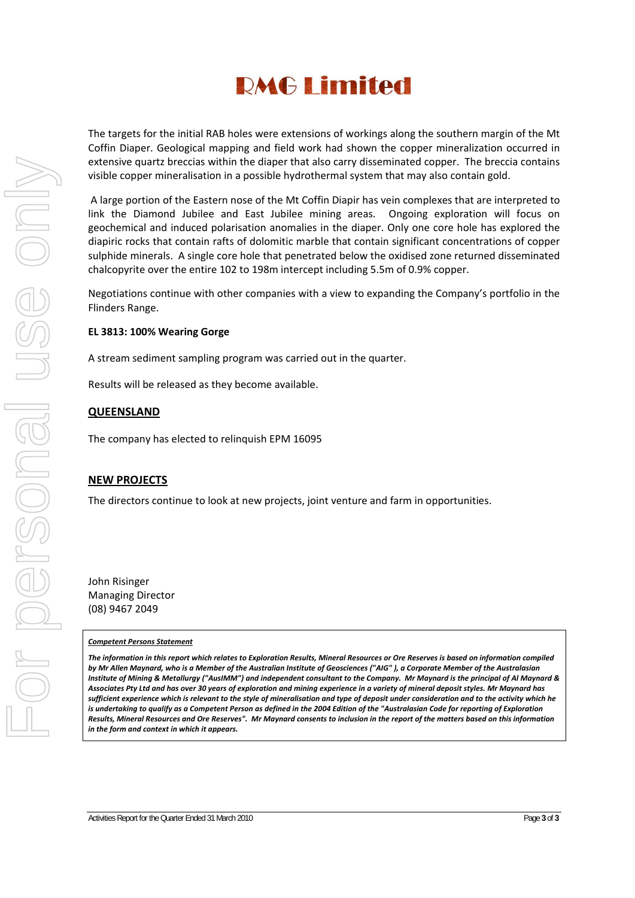The targets for the initial RAB holes were extensions of workings along the southern margin of the Mt Coffin Diaper. Geological mapping and field work had shown the copper mineralization occurred in extensive quartz breccias within the diaper that also carry disseminated copper. The breccia contains visible copper mineralisation in a possible hydrothermal system that may also contain gold.

A large portion of the Eastern nose of the Mt Coffin Diapir has vein complexes that are interpreted to link the Diamond Jubilee and East Jubilee mining areas. Ongoing exploration will focus on geochemical and induced polarisation anomalies in the diaper. Only one core hole has explored the diapiric rocks that contain rafts of dolomitic marble that contain significant concentrations of copper sulphide minerals. A single core hole that penetrated below the oxidised zone returned disseminated chalcopyrite over the entire 102 to 198m intercept including 5.5m of 0.9% copper.

Negotiations continue with other companies with a view to expanding the Company's portfolio in the Flinders Range.

**EL 3813: 100% Wearing Gorge**

A stream sediment sampling program was carried out in the quarter.

Results will be released as they become available.

## QUEENSLAND

The company has elected to relinquish EPM 16095

## NEW PROJECTS

The directors continue to look at new projects, joint venture and farm in opportunities.

John Risinger
Managing Director
(08) 9467 2049

***Competent Persons Statement***

***The information in this report which relates to Exploration Results, Mineral Resources or Ore Reserves is based on information compiled by Mr Allen Maynard, who is a Member of the Australian Institute of Geosciences ("AIG" ), a Corporate Member of the Australasian Institute of Mining & Metallurgy ("AusIMM") and independent consultant to the Company. Mr Maynard is the principal of Al Maynard & Associates Pty Ltd and has over 30 years of exploration and mining experience in a variety of mineral deposit styles. Mr Maynard has sufficient experience which is relevant to the style of mineralisation and type of deposit under consideration and to the activity which he is undertaking to qualify as a Competent Person as defined in the 2004 Edition of the "Australasian Code for reporting of Exploration Results, Mineral Resources and Ore Reserves". Mr Maynard consents to inclusion in the report of the matters based on this information in the form and context in which it appears.***